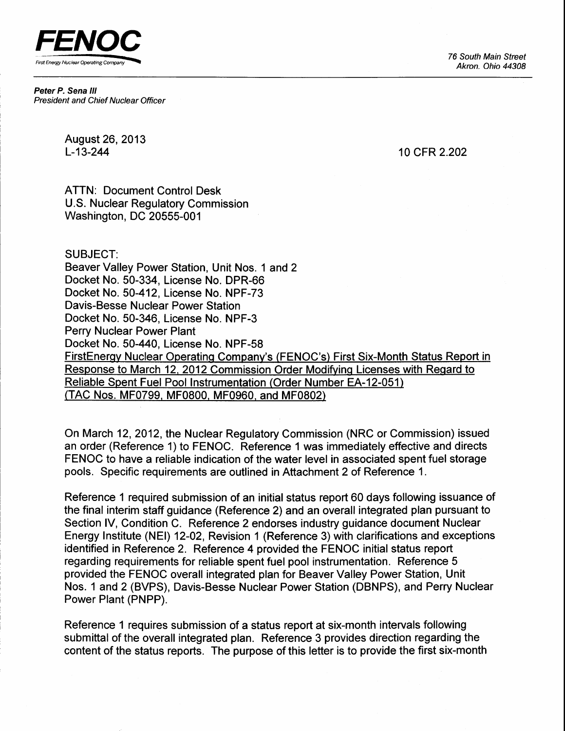**FENOC**

First Energy Nuclear Operating Company

76 South Main Street
Akron, Ohio 44308

***Peter P. Sena III***
*President and Chief Nuclear Officer*

August 26, 2013
L-13-244

10 CFR 2.202

ATTN: Document Control Desk
U.S. Nuclear Regulatory Commission
Washington, DC 20555-001

SUBJECT:
Beaver Valley Power Station, Unit Nos. 1 and 2
Docket No. 50-334, License No. DPR-66
Docket No. 50-412, License No. NPF-73
Davis-Besse Nuclear Power Station
Docket No. 50-346, License No. NPF-3
Perry Nuclear Power Plant
Docket No. 50-440, License No. NPF-58
FirstEnergy Nuclear Operating Company's (FENOC's) First Six-Month Status Report in Response to March 12, 2012 Commission Order Modifying Licenses with Regard to Reliable Spent Fuel Pool Instrumentation (Order Number EA-12-051) (TAC Nos. MF0799, MF0800, MF0960, and MF0802)

On March 12, 2012, the Nuclear Regulatory Commission (NRC or Commission) issued an order (Reference 1) to FENOC. Reference 1 was immediately effective and directs FENOC to have a reliable indication of the water level in associated spent fuel storage pools. Specific requirements are outlined in Attachment 2 of Reference 1.

Reference 1 required submission of an initial status report 60 days following issuance of the final interim staff guidance (Reference 2) and an overall integrated plan pursuant to Section IV, Condition C. Reference 2 endorses industry guidance document Nuclear Energy Institute (NEI) 12-02, Revision 1 (Reference 3) with clarifications and exceptions identified in Reference 2. Reference 4 provided the FENOC initial status report regarding requirements for reliable spent fuel pool instrumentation. Reference 5 provided the FENOC overall integrated plan for Beaver Valley Power Station, Unit Nos. 1 and 2 (BVPS), Davis-Besse Nuclear Power Station (DBNPS), and Perry Nuclear Power Plant (PNPP).

Reference 1 requires submission of a status report at six-month intervals following submittal of the overall integrated plan. Reference 3 provides direction regarding the content of the status reports. The purpose of this letter is to provide the first six-month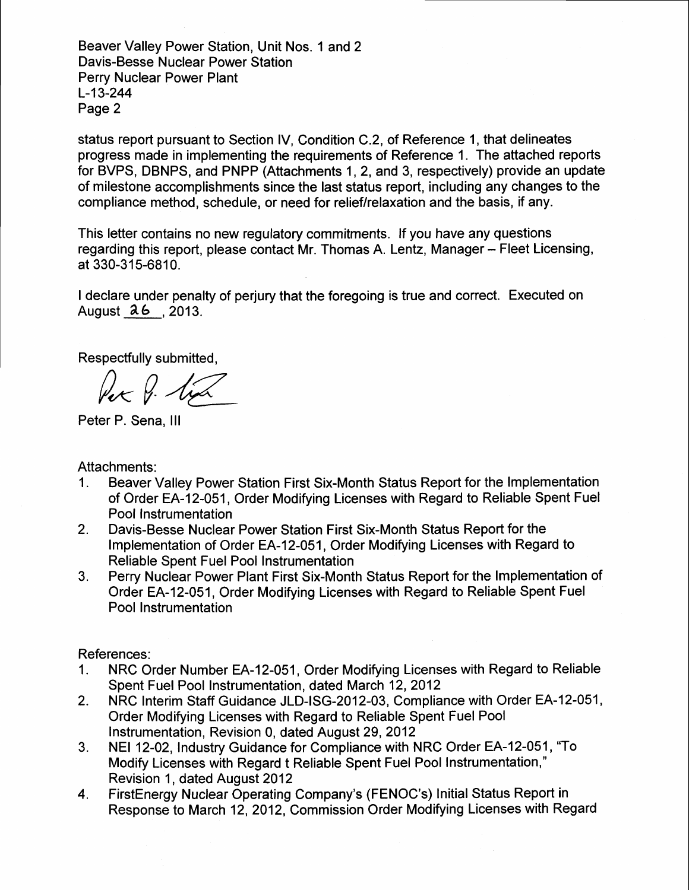status report pursuant to Section IV, Condition C.2, of Reference 1, that delineates progress made in implementing the requirements of Reference 1. The attached reports for BVPS, DBNPS, and PNPP (Attachments 1, 2, and 3, respectively) provide an update of milestone accomplishments since the last status report, including any changes to the compliance method, schedule, or need for relief/relaxation and the basis, if any.

This letter contains no new regulatory commitments. If you have any questions regarding this report, please contact Mr. Thomas A. Lentz, Manager – Fleet Licensing, at 330-315-6810.

I declare under penalty of perjury that the foregoing is true and correct. Executed on August 26, 2013.

Respectfully submitted,

Peter P. Sena, III

Attachments:

1. Beaver Valley Power Station First Six-Month Status Report for the Implementation of Order EA-12-051, Order Modifying Licenses with Regard to Reliable Spent Fuel Pool Instrumentation
2. Davis-Besse Nuclear Power Station First Six-Month Status Report for the Implementation of Order EA-12-051, Order Modifying Licenses with Regard to Reliable Spent Fuel Pool Instrumentation
3. Perry Nuclear Power Plant First Six-Month Status Report for the Implementation of Order EA-12-051, Order Modifying Licenses with Regard to Reliable Spent Fuel Pool Instrumentation

References:

1. NRC Order Number EA-12-051, Order Modifying Licenses with Regard to Reliable Spent Fuel Pool Instrumentation, dated March 12, 2012
2. NRC Interim Staff Guidance JLD-ISG-2012-03, Compliance with Order EA-12-051, Order Modifying Licenses with Regard to Reliable Spent Fuel Pool Instrumentation, Revision 0, dated August 29, 2012
3. NEI 12-02, Industry Guidance for Compliance with NRC Order EA-12-051, "To Modify Licenses with Regard t Reliable Spent Fuel Pool Instrumentation," Revision 1, dated August 2012
4. FirstEnergy Nuclear Operating Company's (FENOC's) Initial Status Report in Response to March 12, 2012, Commission Order Modifying Licenses with Regard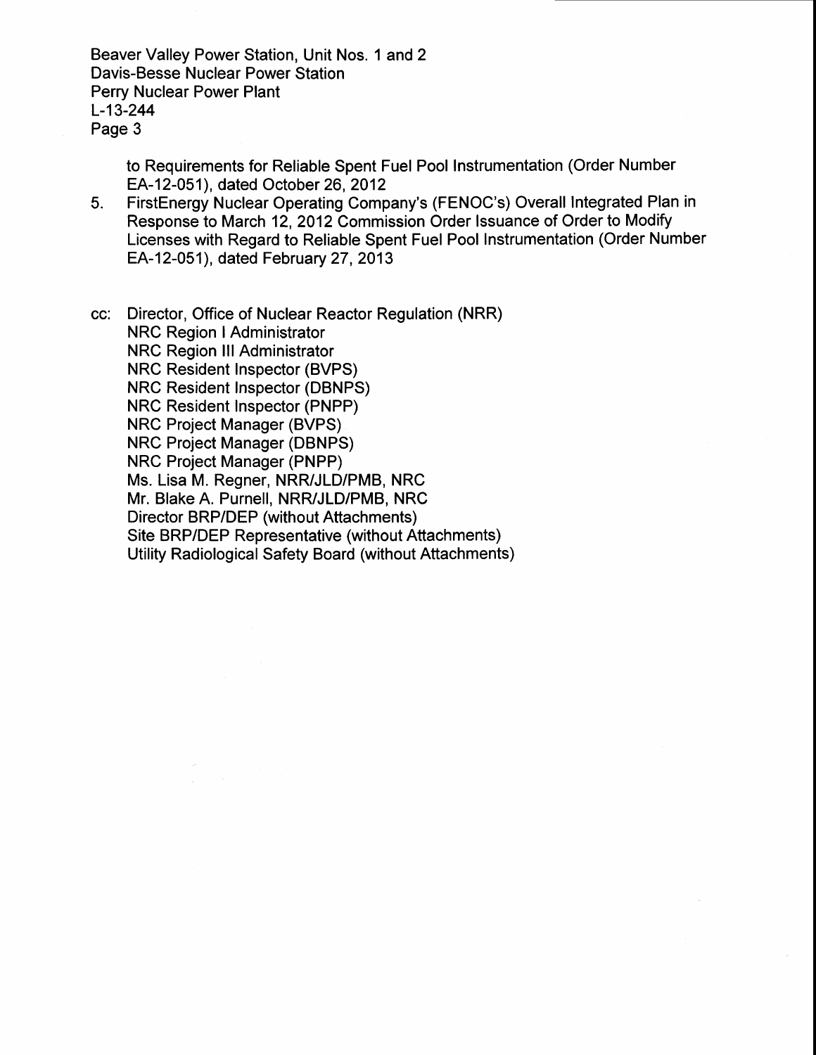to Requirements for Reliable Spent Fuel Pool Instrumentation (Order Number EA-12-051), dated October 26, 2012

5. FirstEnergy Nuclear Operating Company's (FENOC's) Overall Integrated Plan in Response to March 12, 2012 Commission Order Issuance of Order to Modify Licenses with Regard to Reliable Spent Fuel Pool Instrumentation (Order Number EA-12-051), dated February 27, 2013

cc: Director, Office of Nuclear Reactor Regulation (NRR)
NRC Region I Administrator
NRC Region III Administrator
NRC Resident Inspector (BVPS)
NRC Resident Inspector (DBNPS)
NRC Resident Inspector (PNPP)
NRC Project Manager (BVPS)
NRC Project Manager (DBNPS)
NRC Project Manager (PNPP)
Ms. Lisa M. Regner, NRR/JLD/PMB, NRC
Mr. Blake A. Purnell, NRR/JLD/PMB, NRC
Director BRP/DEP (without Attachments)
Site BRP/DEP Representative (without Attachments)
Utility Radiological Safety Board (without Attachments)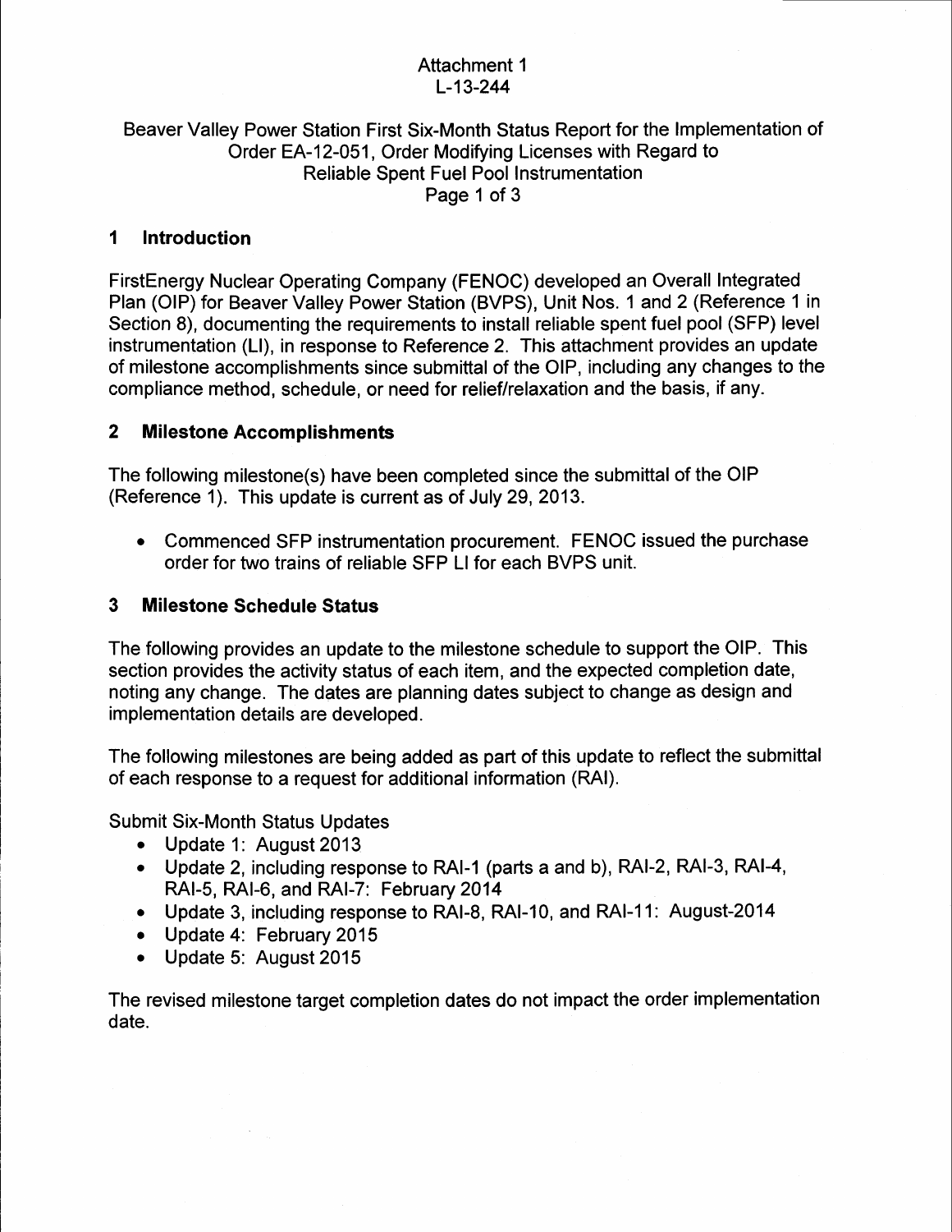Attachment 1
L-13-244

Beaver Valley Power Station First Six-Month Status Report for the Implementation of Order EA-12-051, Order Modifying Licenses with Regard to Reliable Spent Fuel Pool Instrumentation

## 1 Introduction

FirstEnergy Nuclear Operating Company (FENOC) developed an Overall Integrated Plan (OIP) for Beaver Valley Power Station (BVPS), Unit Nos. 1 and 2 (Reference 1 in Section 8), documenting the requirements to install reliable spent fuel pool (SFP) level instrumentation (LI), in response to Reference 2. This attachment provides an update of milestone accomplishments since submittal of the OIP, including any changes to the compliance method, schedule, or need for relief/relaxation and the basis, if any.

## 2 Milestone Accomplishments

The following milestone(s) have been completed since the submittal of the OIP (Reference 1). This update is current as of July 29, 2013.

- Commenced SFP instrumentation procurement. FENOC issued the purchase order for two trains of reliable SFP LI for each BVPS unit.

## 3 Milestone Schedule Status

The following provides an update to the milestone schedule to support the OIP. This section provides the activity status of each item, and the expected completion date, noting any change. The dates are planning dates subject to change as design and implementation details are developed.

The following milestones are being added as part of this update to reflect the submittal of each response to a request for additional information (RAI).

Submit Six-Month Status Updates

- Update 1: August 2013
- Update 2, including response to RAI-1 (parts a and b), RAI-2, RAI-3, RAI-4, RAI-5, RAI-6, and RAI-7: February 2014
- Update 3, including response to RAI-8, RAI-10, and RAI-11: August-2014
- Update 4: February 2015
- Update 5: August 2015

The revised milestone target completion dates do not impact the order implementation date.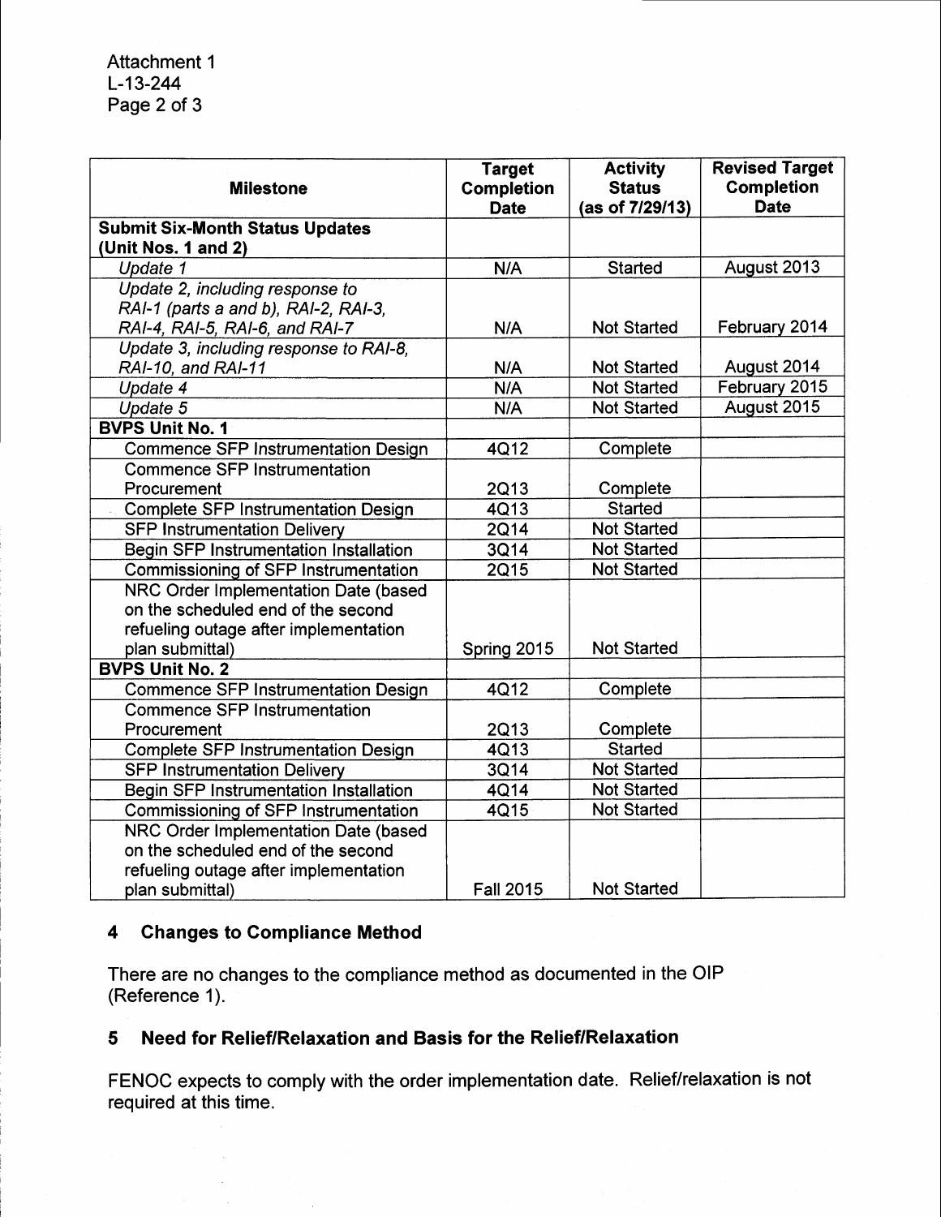Attachment 1
L-13-244

| Milestone | Target Completion Date | Activity Status (as of 7/29/13) | Revised Target Completion Date |
|---|---|---|---|
| **Submit Six-Month Status Updates (Unit Nos. 1 and 2)** | | | |
| *Update 1* | N/A | Started | August 2013 |
| *Update 2, including response to RAI-1 (parts a and b), RAI-2, RAI-3, RAI-4, RAI-5, RAI-6, and RAI-7* | N/A | Not Started | February 2014 |
| *Update 3, including response to RAI-8, RAI-10, and RAI-11* | N/A | Not Started | August 2014 |
| *Update 4* | N/A | Not Started | February 2015 |
| *Update 5* | N/A | Not Started | August 2015 |
| **BVPS Unit No. 1** | | | |
| Commence SFP Instrumentation Design | 4Q12 | Complete | |
| Commence SFP Instrumentation Procurement | 2Q13 | Complete | |
| Complete SFP Instrumentation Design | 4Q13 | Started | |
| SFP Instrumentation Delivery | 2Q14 | Not Started | |
| Begin SFP Instrumentation Installation | 3Q14 | Not Started | |
| Commissioning of SFP Instrumentation | 2Q15 | Not Started | |
| NRC Order Implementation Date (based on the scheduled end of the second refueling outage after implementation plan submittal) | Spring 2015 | Not Started | |
| **BVPS Unit No. 2** | | | |
| Commence SFP Instrumentation Design | 4Q12 | Complete | |
| Commence SFP Instrumentation Procurement | 2Q13 | Complete | |
| Complete SFP Instrumentation Design | 4Q13 | Started | |
| SFP Instrumentation Delivery | 3Q14 | Not Started | |
| Begin SFP Instrumentation Installation | 4Q14 | Not Started | |
| Commissioning of SFP Instrumentation | 4Q15 | Not Started | |
| NRC Order Implementation Date (based on the scheduled end of the second refueling outage after implementation plan submittal) | Fall 2015 | Not Started | |

## 4 Changes to Compliance Method

There are no changes to the compliance method as documented in the OIP (Reference 1).

## 5 Need for Relief/Relaxation and Basis for the Relief/Relaxation

FENOC expects to comply with the order implementation date. Relief/relaxation is not required at this time.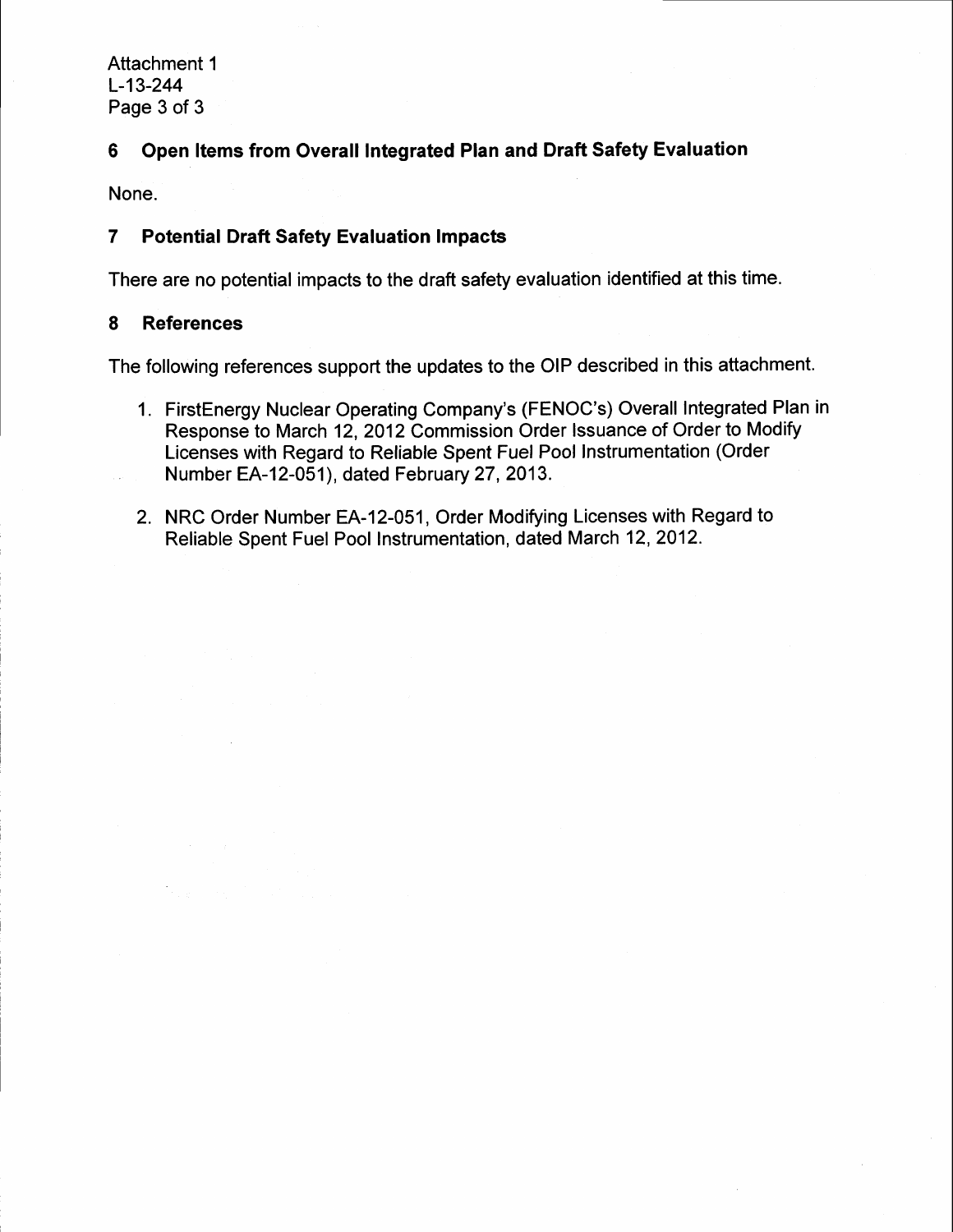## 6 Open Items from Overall Integrated Plan and Draft Safety Evaluation

None.

## 7 Potential Draft Safety Evaluation Impacts

There are no potential impacts to the draft safety evaluation identified at this time.

## 8 References

The following references support the updates to the OIP described in this attachment.

1. FirstEnergy Nuclear Operating Company's (FENOC's) Overall Integrated Plan in Response to March 12, 2012 Commission Order Issuance of Order to Modify Licenses with Regard to Reliable Spent Fuel Pool Instrumentation (Order Number EA-12-051), dated February 27, 2013.

2. NRC Order Number EA-12-051, Order Modifying Licenses with Regard to Reliable Spent Fuel Pool Instrumentation, dated March 12, 2012.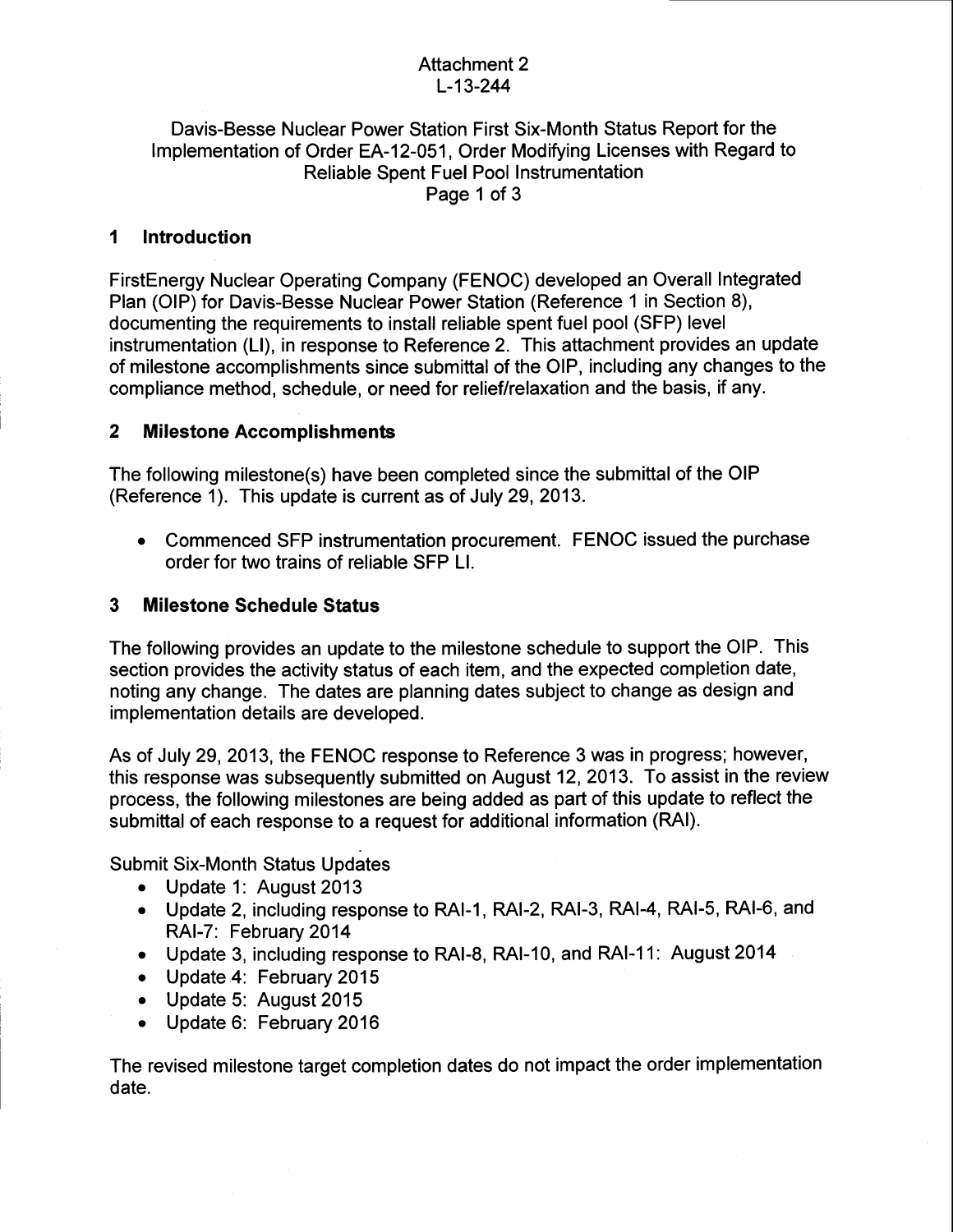Attachment 2
L-13-244

Davis-Besse Nuclear Power Station First Six-Month Status Report for the Implementation of Order EA-12-051, Order Modifying Licenses with Regard to Reliable Spent Fuel Pool Instrumentation

## 1 Introduction

FirstEnergy Nuclear Operating Company (FENOC) developed an Overall Integrated Plan (OIP) for Davis-Besse Nuclear Power Station (Reference 1 in Section 8), documenting the requirements to install reliable spent fuel pool (SFP) level instrumentation (LI), in response to Reference 2. This attachment provides an update of milestone accomplishments since submittal of the OIP, including any changes to the compliance method, schedule, or need for relief/relaxation and the basis, if any.

## 2 Milestone Accomplishments

The following milestone(s) have been completed since the submittal of the OIP (Reference 1). This update is current as of July 29, 2013.

- Commenced SFP instrumentation procurement. FENOC issued the purchase order for two trains of reliable SFP LI.

## 3 Milestone Schedule Status

The following provides an update to the milestone schedule to support the OIP. This section provides the activity status of each item, and the expected completion date, noting any change. The dates are planning dates subject to change as design and implementation details are developed.

As of July 29, 2013, the FENOC response to Reference 3 was in progress; however, this response was subsequently submitted on August 12, 2013. To assist in the review process, the following milestones are being added as part of this update to reflect the submittal of each response to a request for additional information (RAI).

Submit Six-Month Status Updates

- Update 1: August 2013
- Update 2, including response to RAI-1, RAI-2, RAI-3, RAI-4, RAI-5, RAI-6, and RAI-7: February 2014
- Update 3, including response to RAI-8, RAI-10, and RAI-11: August 2014
- Update 4: February 2015
- Update 5: August 2015
- Update 6: February 2016

The revised milestone target completion dates do not impact the order implementation date.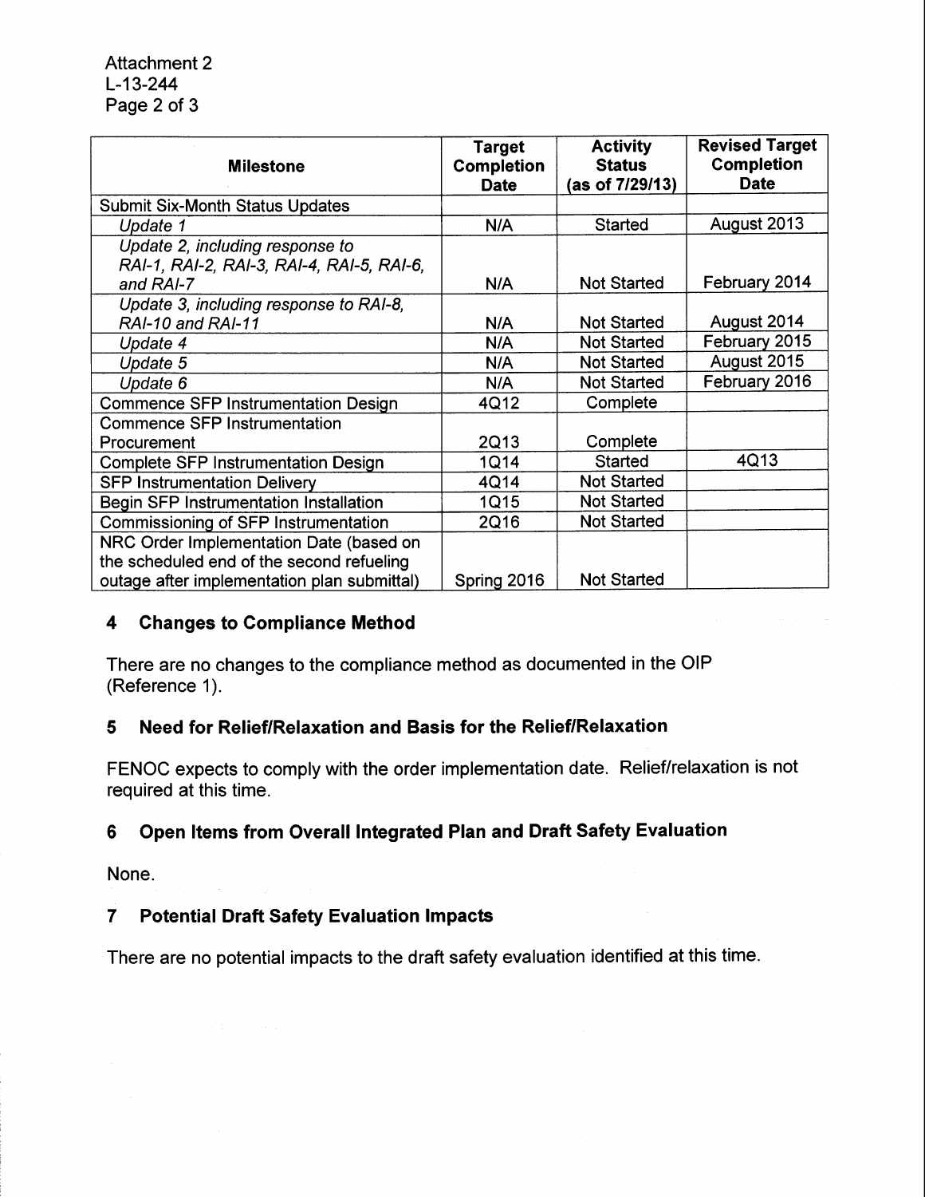| Milestone | Target Completion Date | Activity Status (as of 7/29/13) | Revised Target Completion Date |
|---|---|---|---|
| Submit Six-Month Status Updates | | | |
| *Update 1* | N/A | Started | August 2013 |
| *Update 2, including response to RAI-1, RAI-2, RAI-3, RAI-4, RAI-5, RAI-6, and RAI-7* | N/A | Not Started | February 2014 |
| *Update 3, including response to RAI-8, RAI-10 and RAI-11* | N/A | Not Started | August 2014 |
| *Update 4* | N/A | Not Started | February 2015 |
| *Update 5* | N/A | Not Started | August 2015 |
| *Update 6* | N/A | Not Started | February 2016 |
| Commence SFP Instrumentation Design | 4Q12 | Complete | |
| Commence SFP Instrumentation Procurement | 2Q13 | Complete | |
| Complete SFP Instrumentation Design | 1Q14 | Started | 4Q13 |
| SFP Instrumentation Delivery | 4Q14 | Not Started | |
| Begin SFP Instrumentation Installation | 1Q15 | Not Started | |
| Commissioning of SFP Instrumentation | 2Q16 | Not Started | |
| NRC Order Implementation Date (based on the scheduled end of the second refueling outage after implementation plan submittal) | Spring 2016 | Not Started | |

## 4 Changes to Compliance Method

There are no changes to the compliance method as documented in the OIP (Reference 1).

## 5 Need for Relief/Relaxation and Basis for the Relief/Relaxation

FENOC expects to comply with the order implementation date. Relief/relaxation is not required at this time.

## 6 Open Items from Overall Integrated Plan and Draft Safety Evaluation

None.

## 7 Potential Draft Safety Evaluation Impacts

There are no potential impacts to the draft safety evaluation identified at this time.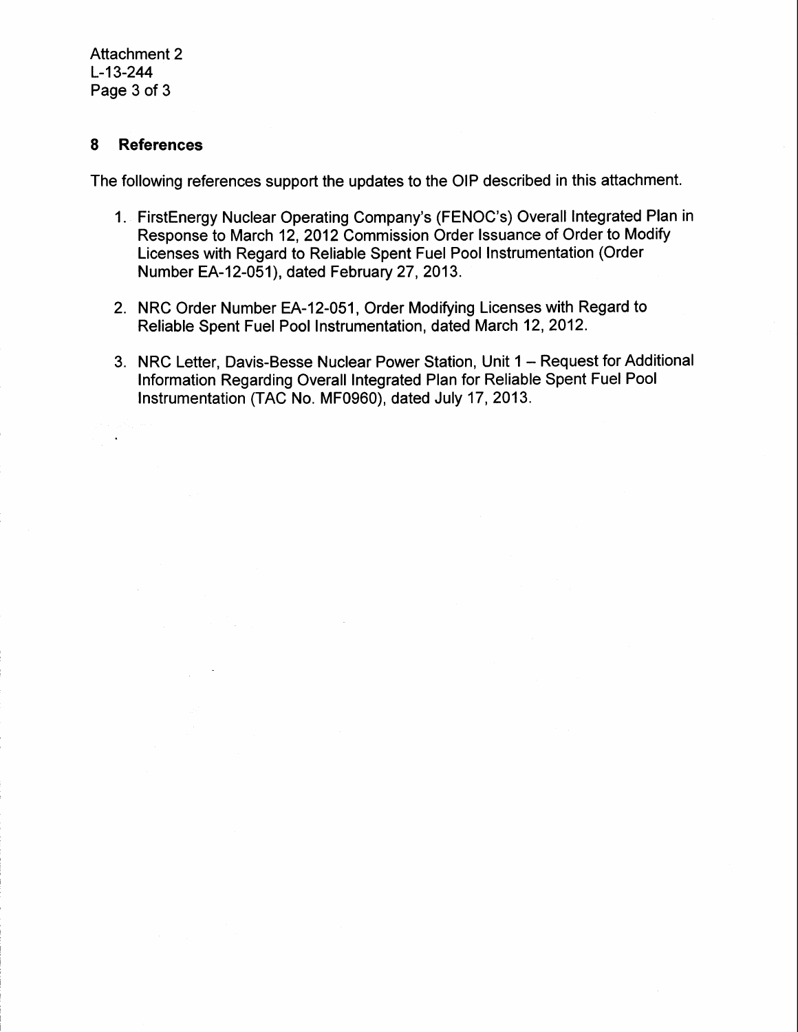## 8 References

The following references support the updates to the OIP described in this attachment.

1. FirstEnergy Nuclear Operating Company's (FENOC's) Overall Integrated Plan in Response to March 12, 2012 Commission Order Issuance of Order to Modify Licenses with Regard to Reliable Spent Fuel Pool Instrumentation (Order Number EA-12-051), dated February 27, 2013.
2. NRC Order Number EA-12-051, Order Modifying Licenses with Regard to Reliable Spent Fuel Pool Instrumentation, dated March 12, 2012.
3. NRC Letter, Davis-Besse Nuclear Power Station, Unit 1 – Request for Additional Information Regarding Overall Integrated Plan for Reliable Spent Fuel Pool Instrumentation (TAC No. MF0960), dated July 17, 2013.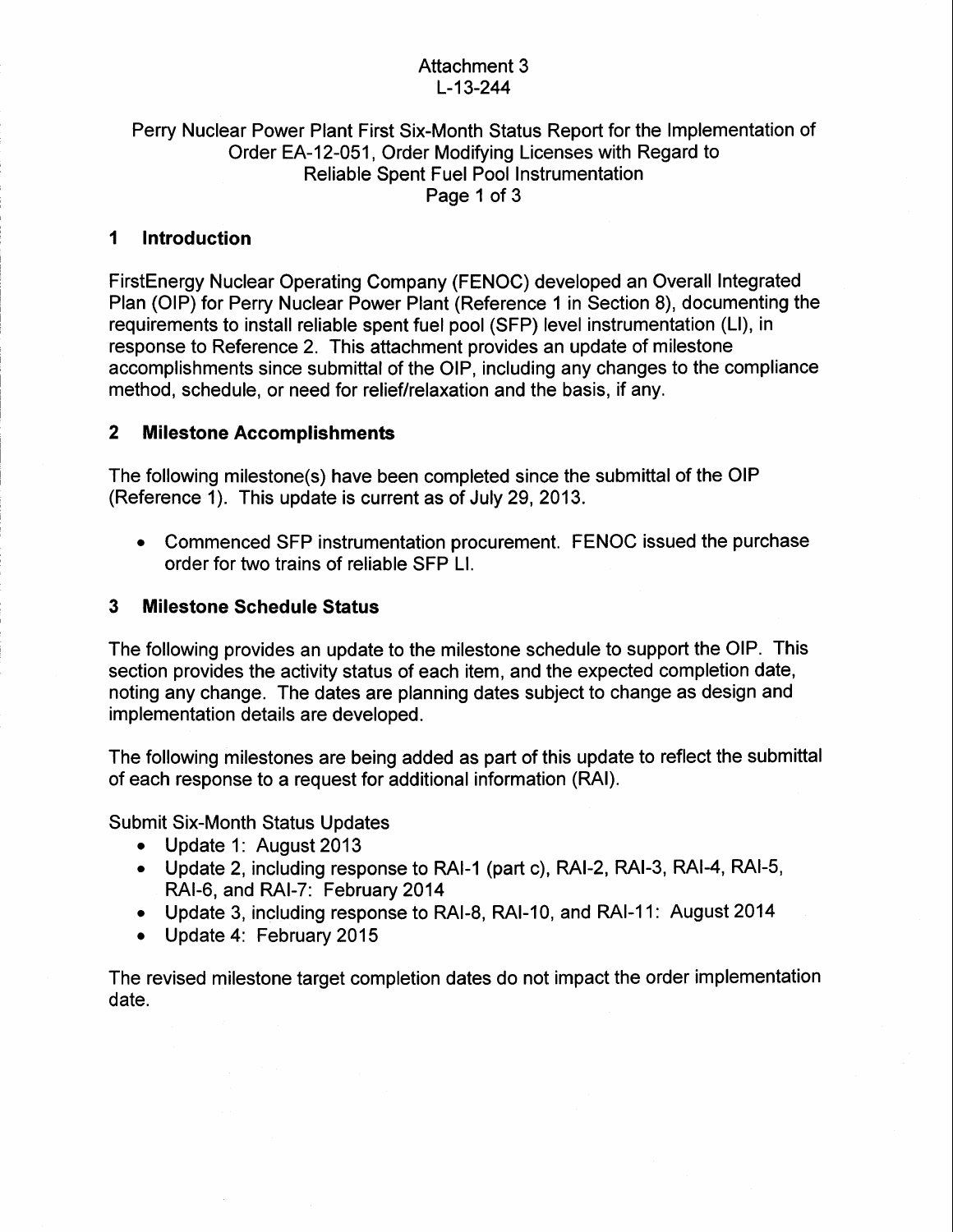Attachment 3
L-13-244

Perry Nuclear Power Plant First Six-Month Status Report for the Implementation of Order EA-12-051, Order Modifying Licenses with Regard to Reliable Spent Fuel Pool Instrumentation

## 1 Introduction

FirstEnergy Nuclear Operating Company (FENOC) developed an Overall Integrated Plan (OIP) for Perry Nuclear Power Plant (Reference 1 in Section 8), documenting the requirements to install reliable spent fuel pool (SFP) level instrumentation (LI), in response to Reference 2. This attachment provides an update of milestone accomplishments since submittal of the OIP, including any changes to the compliance method, schedule, or need for relief/relaxation and the basis, if any.

## 2 Milestone Accomplishments

The following milestone(s) have been completed since the submittal of the OIP (Reference 1). This update is current as of July 29, 2013.

- Commenced SFP instrumentation procurement. FENOC issued the purchase order for two trains of reliable SFP LI.

## 3 Milestone Schedule Status

The following provides an update to the milestone schedule to support the OIP. This section provides the activity status of each item, and the expected completion date, noting any change. The dates are planning dates subject to change as design and implementation details are developed.

The following milestones are being added as part of this update to reflect the submittal of each response to a request for additional information (RAI).

Submit Six-Month Status Updates

- Update 1: August 2013
- Update 2, including response to RAI-1 (part c), RAI-2, RAI-3, RAI-4, RAI-5, RAI-6, and RAI-7: February 2014
- Update 3, including response to RAI-8, RAI-10, and RAI-11: August 2014
- Update 4: February 2015

The revised milestone target completion dates do not impact the order implementation date.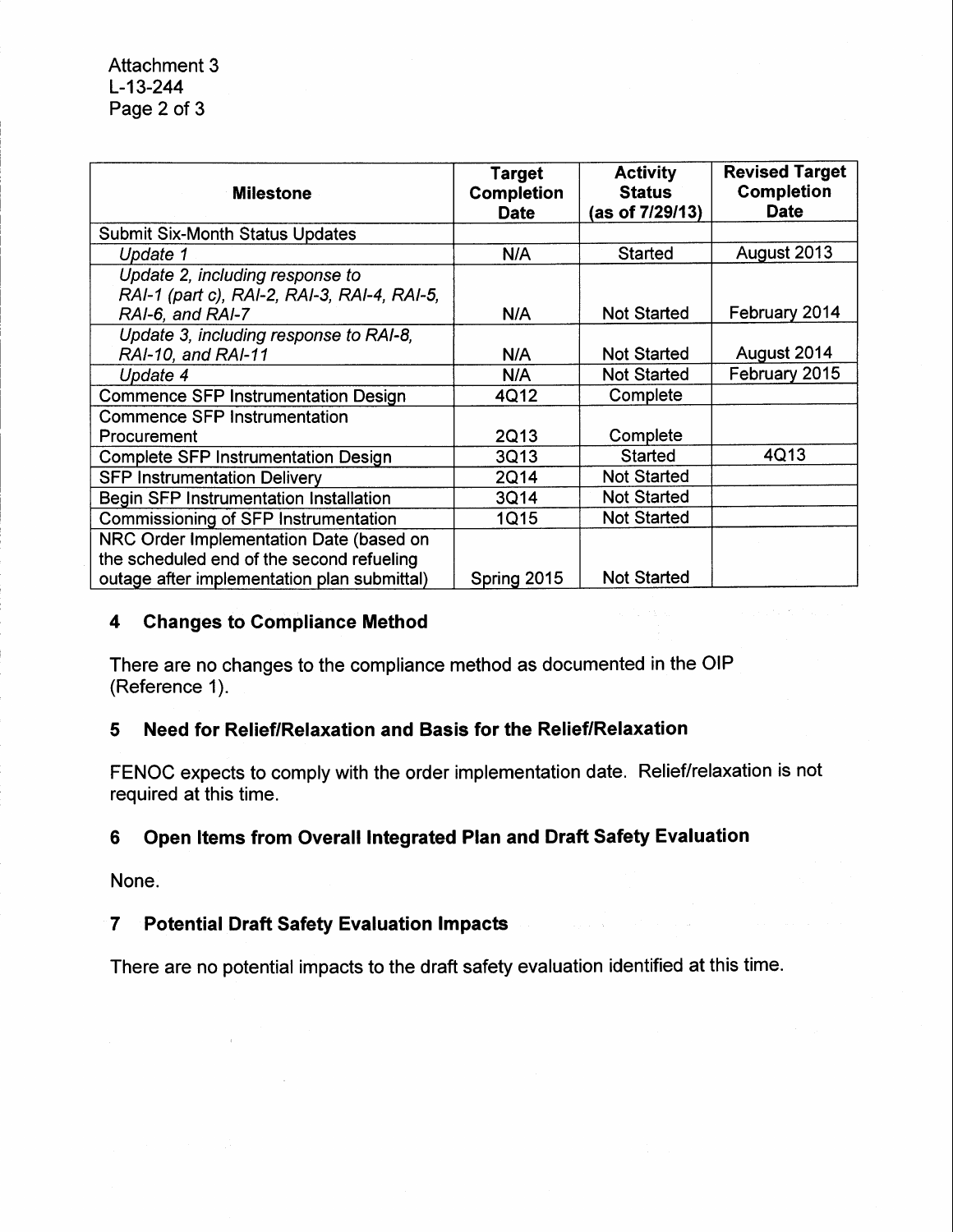| Milestone | Target Completion Date | Activity Status (as of 7/29/13) | Revised Target Completion Date |
|---|---|---|---|
| Submit Six-Month Status Updates | | | |
| *Update 1* | N/A | Started | August 2013 |
| *Update 2, including response to RAI-1 (part c), RAI-2, RAI-3, RAI-4, RAI-5, RAI-6, and RAI-7* | N/A | Not Started | February 2014 |
| *Update 3, including response to RAI-8, RAI-10, and RAI-11* | N/A | Not Started | August 2014 |
| *Update 4* | N/A | Not Started | February 2015 |
| Commence SFP Instrumentation Design | 4Q12 | Complete | |
| Commence SFP Instrumentation Procurement | 2Q13 | Complete | |
| Complete SFP Instrumentation Design | 3Q13 | Started | 4Q13 |
| SFP Instrumentation Delivery | 2Q14 | Not Started | |
| Begin SFP Instrumentation Installation | 3Q14 | Not Started | |
| Commissioning of SFP Instrumentation | 1Q15 | Not Started | |
| NRC Order Implementation Date (based on the scheduled end of the second refueling outage after implementation plan submittal) | Spring 2015 | Not Started | |

## 4 Changes to Compliance Method

There are no changes to the compliance method as documented in the OIP (Reference 1).

## 5 Need for Relief/Relaxation and Basis for the Relief/Relaxation

FENOC expects to comply with the order implementation date. Relief/relaxation is not required at this time.

## 6 Open Items from Overall Integrated Plan and Draft Safety Evaluation

None.

## 7 Potential Draft Safety Evaluation Impacts

There are no potential impacts to the draft safety evaluation identified at this time.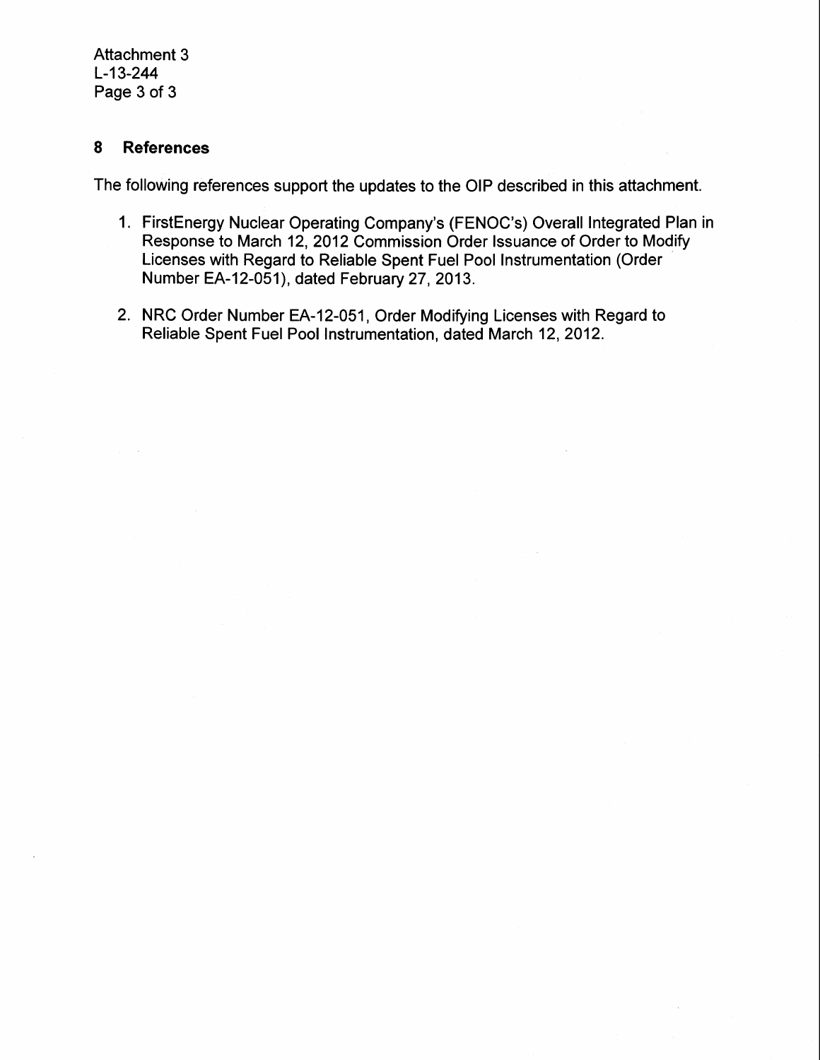## 8 References

The following references support the updates to the OIP described in this attachment.

1. FirstEnergy Nuclear Operating Company's (FENOC's) Overall Integrated Plan in Response to March 12, 2012 Commission Order Issuance of Order to Modify Licenses with Regard to Reliable Spent Fuel Pool Instrumentation (Order Number EA-12-051), dated February 27, 2013.

2. NRC Order Number EA-12-051, Order Modifying Licenses with Regard to Reliable Spent Fuel Pool Instrumentation, dated March 12, 2012.